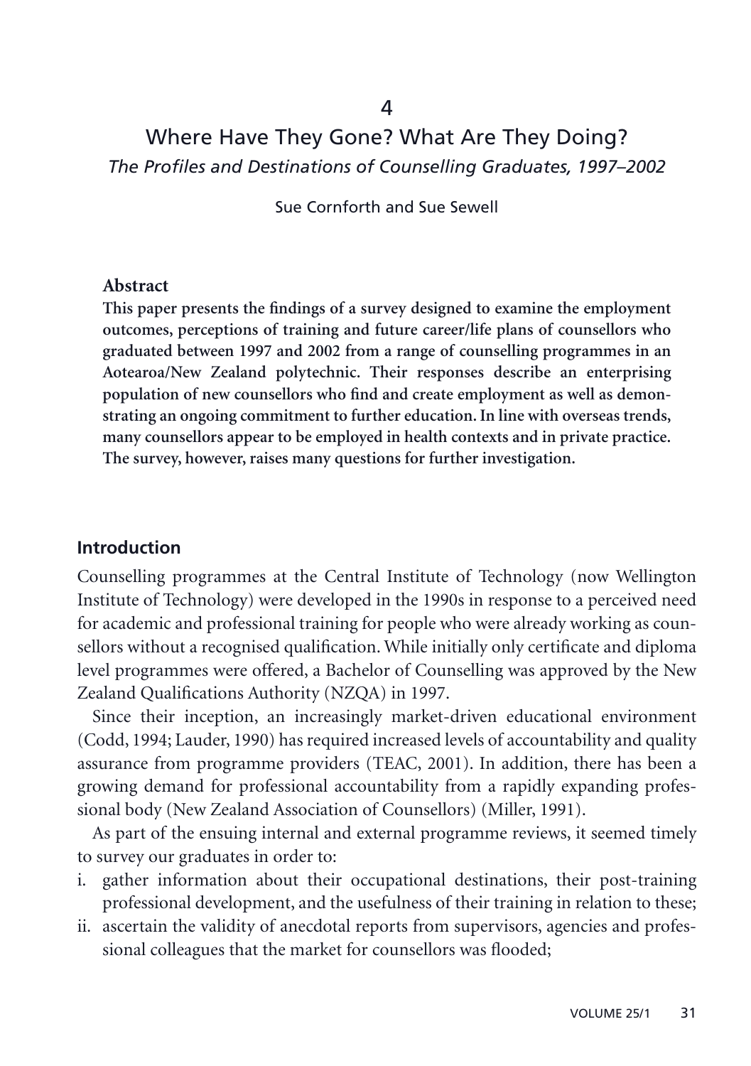4

# Where Have They Gone? What Are They Doing?

*The Profiles and Destinations of Counselling Graduates, 1997–2002*

Sue Cornforth and Sue Sewell

## Abstract

**This paper presents the findings of a survey designed to examine the employment outcomes, perceptions of training and future career/life plans of counsellors who graduated between 1997 and 2002 from a range of counselling programmes in an Aotearoa/New Zealand polytechnic. Their responses describe an enterprising population of new counsellors who find and create employment as well as demonstrating an ongoing commitment to further education. In line with overseas trends, many counsellors appear to be employed in health contexts and in private practice. The survey, however, raises many questions for further investigation.**

## Introduction

Counselling programmes at the Central Institute of Technology (now Wellington Institute of Technology) were developed in the 1990s in response to a perceived need for academic and professional training for people who were already working as counsellors without a recognised qualification. While initially only certificate and diploma level programmes were offered, a Bachelor of Counselling was approved by the New Zealand Qualifications Authority (NZQA) in 1997.

Since their inception, an increasingly market-driven educational environment (Codd, 1994; Lauder, 1990) has required increased levels of accountability and quality assurance from programme providers (TEAC, 2001). In addition, there has been a growing demand for professional accountability from a rapidly expanding professional body (New Zealand Association of Counsellors) (Miller, 1991).

As part of the ensuing internal and external programme reviews, it seemed timely to survey our graduates in order to:

i. gather information about their occupational destinations, their post-training professional development, and the usefulness of their training in relation to these;
ii. ascertain the validity of anecdotal reports from supervisors, agencies and professional colleagues that the market for counsellors was flooded;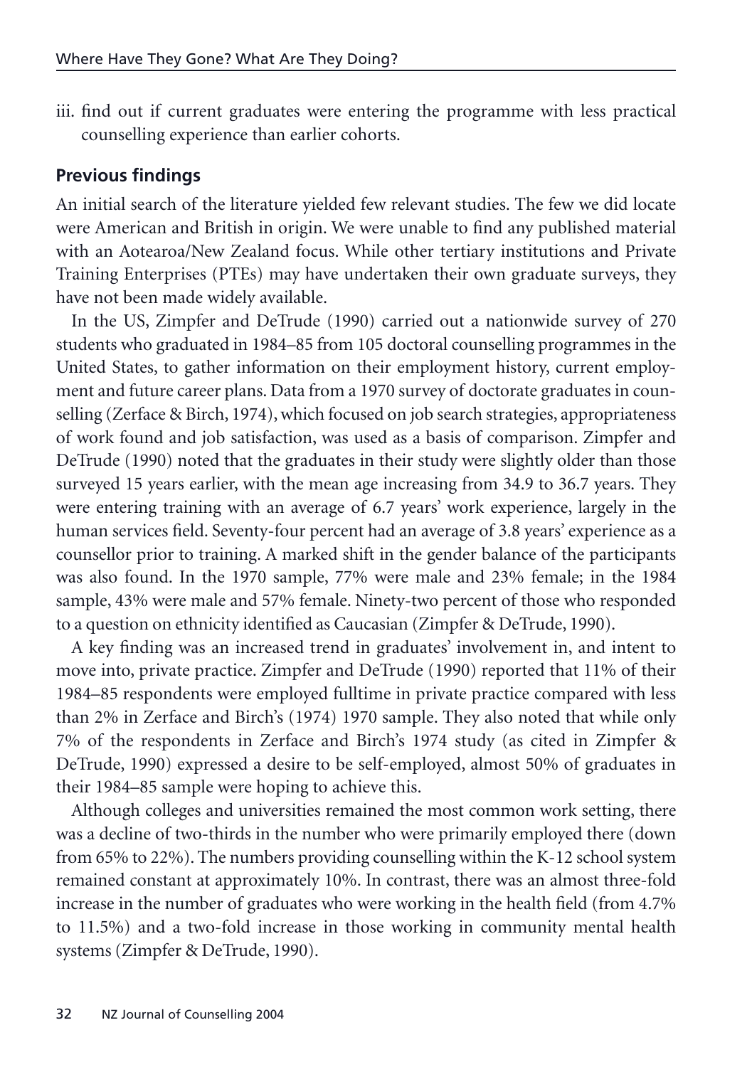iii. find out if current graduates were entering the programme with less practical counselling experience than earlier cohorts.

## Previous findings

An initial search of the literature yielded few relevant studies. The few we did locate were American and British in origin. We were unable to find any published material with an Aotearoa/New Zealand focus. While other tertiary institutions and Private Training Enterprises (PTEs) may have undertaken their own graduate surveys, they have not been made widely available.

In the US, Zimpfer and DeTrude (1990) carried out a nationwide survey of 270 students who graduated in 1984–85 from 105 doctoral counselling programmes in the United States, to gather information on their employment history, current employment and future career plans. Data from a 1970 survey of doctorate graduates in counselling (Zerface & Birch, 1974), which focused on job search strategies, appropriateness of work found and job satisfaction, was used as a basis of comparison. Zimpfer and DeTrude (1990) noted that the graduates in their study were slightly older than those surveyed 15 years earlier, with the mean age increasing from 34.9 to 36.7 years. They were entering training with an average of 6.7 years' work experience, largely in the human services field. Seventy-four percent had an average of 3.8 years' experience as a counsellor prior to training. A marked shift in the gender balance of the participants was also found. In the 1970 sample, 77% were male and 23% female; in the 1984 sample, 43% were male and 57% female. Ninety-two percent of those who responded to a question on ethnicity identified as Caucasian (Zimpfer & DeTrude, 1990).

A key finding was an increased trend in graduates' involvement in, and intent to move into, private practice. Zimpfer and DeTrude (1990) reported that 11% of their 1984–85 respondents were employed fulltime in private practice compared with less than 2% in Zerface and Birch's (1974) 1970 sample. They also noted that while only 7% of the respondents in Zerface and Birch's 1974 study (as cited in Zimpfer & DeTrude, 1990) expressed a desire to be self-employed, almost 50% of graduates in their 1984–85 sample were hoping to achieve this.

Although colleges and universities remained the most common work setting, there was a decline of two-thirds in the number who were primarily employed there (down from 65% to 22%). The numbers providing counselling within the K-12 school system remained constant at approximately 10%. In contrast, there was an almost three-fold increase in the number of graduates who were working in the health field (from 4.7% to 11.5%) and a two-fold increase in those working in community mental health systems (Zimpfer & DeTrude, 1990).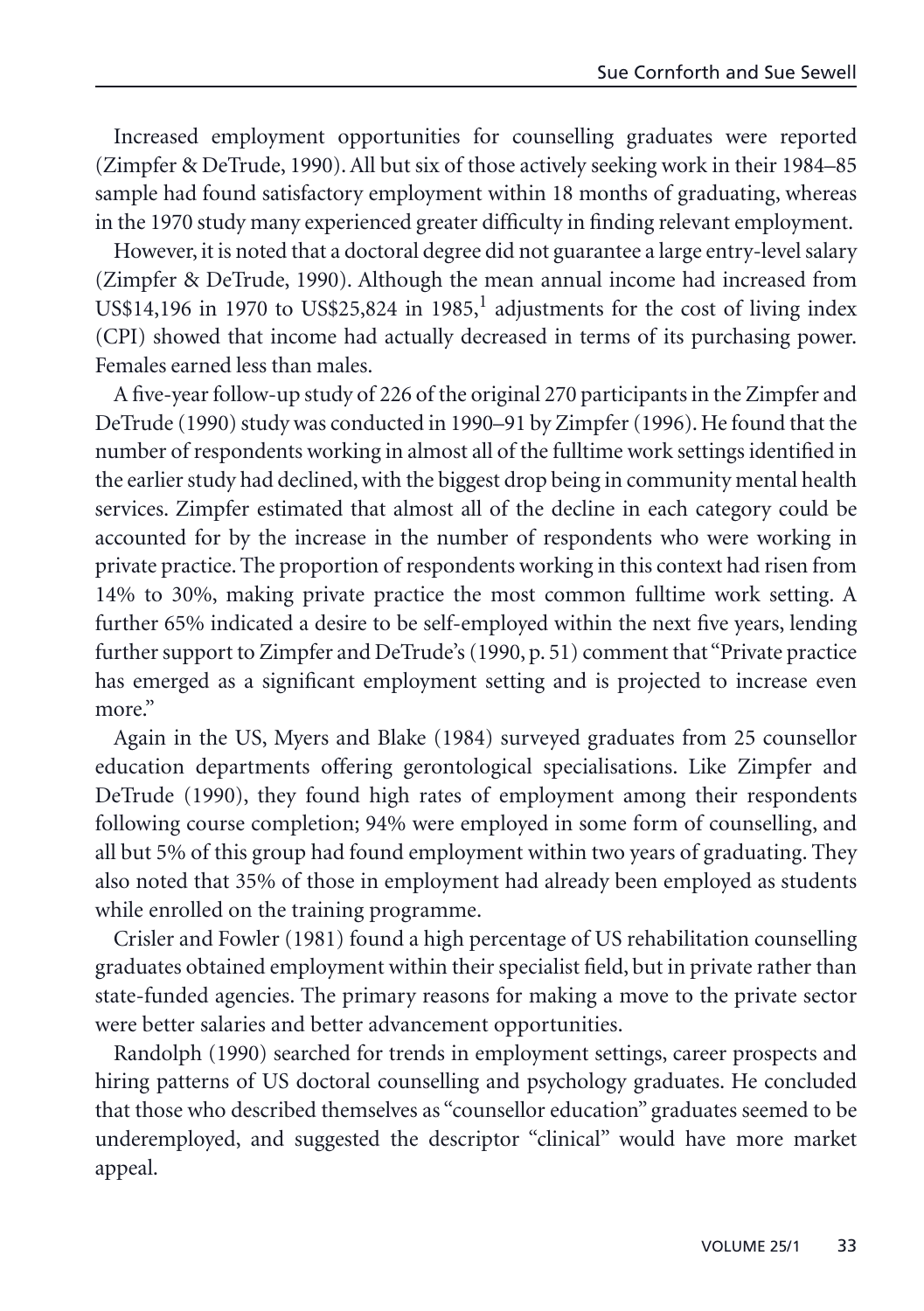Increased employment opportunities for counselling graduates were reported (Zimpfer & DeTrude, 1990). All but six of those actively seeking work in their 1984–85 sample had found satisfactory employment within 18 months of graduating, whereas in the 1970 study many experienced greater difficulty in finding relevant employment.

However, it is noted that a doctoral degree did not guarantee a large entry-level salary (Zimpfer & DeTrude, 1990). Although the mean annual income had increased from US$14,196 in 1970 to US$25,824 in 1985,[1] adjustments for the cost of living index (CPI) showed that income had actually decreased in terms of its purchasing power. Females earned less than males.

A five-year follow-up study of 226 of the original 270 participants in the Zimpfer and DeTrude (1990) study was conducted in 1990–91 by Zimpfer (1996). He found that the number of respondents working in almost all of the fulltime work settings identified in the earlier study had declined, with the biggest drop being in community mental health services. Zimpfer estimated that almost all of the decline in each category could be accounted for by the increase in the number of respondents who were working in private practice. The proportion of respondents working in this context had risen from 14% to 30%, making private practice the most common fulltime work setting. A further 65% indicated a desire to be self-employed within the next five years, lending further support to Zimpfer and DeTrude's (1990, p. 51) comment that "Private practice has emerged as a significant employment setting and is projected to increase even more."

Again in the US, Myers and Blake (1984) surveyed graduates from 25 counsellor education departments offering gerontological specialisations. Like Zimpfer and DeTrude (1990), they found high rates of employment among their respondents following course completion; 94% were employed in some form of counselling, and all but 5% of this group had found employment within two years of graduating. They also noted that 35% of those in employment had already been employed as students while enrolled on the training programme.

Crisler and Fowler (1981) found a high percentage of US rehabilitation counselling graduates obtained employment within their specialist field, but in private rather than state-funded agencies. The primary reasons for making a move to the private sector were better salaries and better advancement opportunities.

Randolph (1990) searched for trends in employment settings, career prospects and hiring patterns of US doctoral counselling and psychology graduates. He concluded that those who described themselves as "counsellor education" graduates seemed to be underemployed, and suggested the descriptor "clinical" would have more market appeal.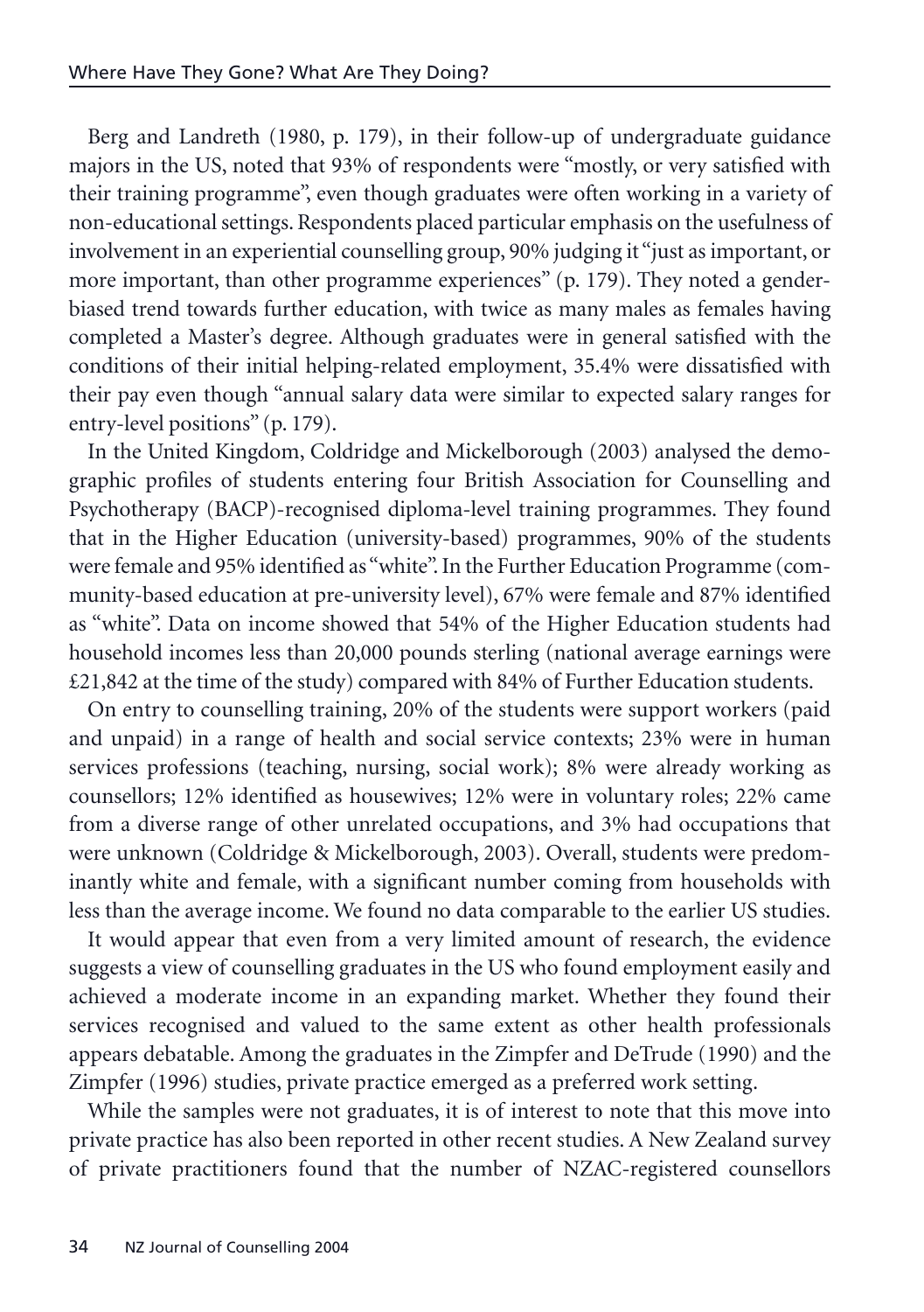Berg and Landreth (1980, p. 179), in their follow-up of undergraduate guidance majors in the US, noted that 93% of respondents were "mostly, or very satisfied with their training programme", even though graduates were often working in a variety of non-educational settings. Respondents placed particular emphasis on the usefulness of involvement in an experiential counselling group, 90% judging it "just as important, or more important, than other programme experiences" (p. 179). They noted a gender-biased trend towards further education, with twice as many males as females having completed a Master's degree. Although graduates were in general satisfied with the conditions of their initial helping-related employment, 35.4% were dissatisfied with their pay even though "annual salary data were similar to expected salary ranges for entry-level positions" (p. 179).

In the United Kingdom, Coldridge and Mickelborough (2003) analysed the demographic profiles of students entering four British Association for Counselling and Psychotherapy (BACP)-recognised diploma-level training programmes. They found that in the Higher Education (university-based) programmes, 90% of the students were female and 95% identified as "white". In the Further Education Programme (community-based education at pre-university level), 67% were female and 87% identified as "white". Data on income showed that 54% of the Higher Education students had household incomes less than 20,000 pounds sterling (national average earnings were £21,842 at the time of the study) compared with 84% of Further Education students.

On entry to counselling training, 20% of the students were support workers (paid and unpaid) in a range of health and social service contexts; 23% were in human services professions (teaching, nursing, social work); 8% were already working as counsellors; 12% identified as housewives; 12% were in voluntary roles; 22% came from a diverse range of other unrelated occupations, and 3% had occupations that were unknown (Coldridge & Mickelborough, 2003). Overall, students were predominantly white and female, with a significant number coming from households with less than the average income. We found no data comparable to the earlier US studies.

It would appear that even from a very limited amount of research, the evidence suggests a view of counselling graduates in the US who found employment easily and achieved a moderate income in an expanding market. Whether they found their services recognised and valued to the same extent as other health professionals appears debatable. Among the graduates in the Zimpfer and DeTrude (1990) and the Zimpfer (1996) studies, private practice emerged as a preferred work setting.

While the samples were not graduates, it is of interest to note that this move into private practice has also been reported in other recent studies. A New Zealand survey of private practitioners found that the number of NZAC-registered counsellors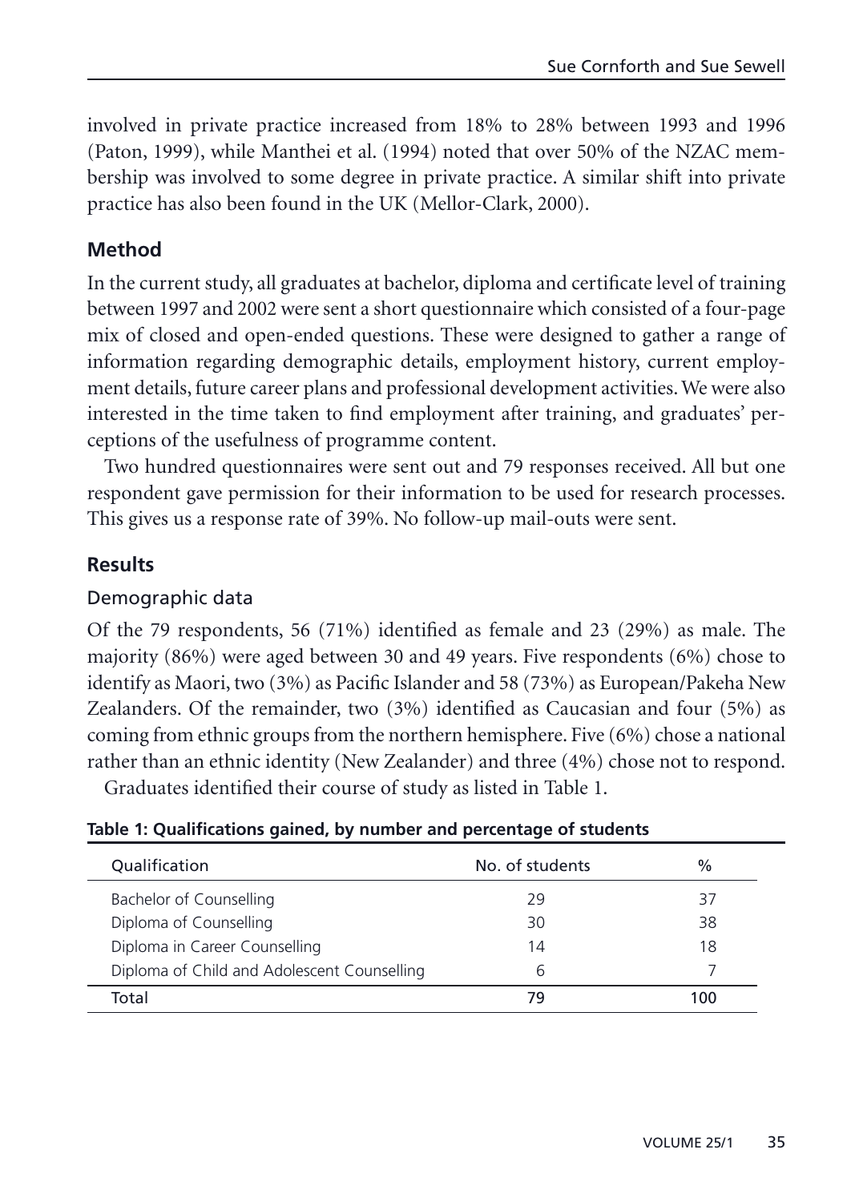involved in private practice increased from 18% to 28% between 1993 and 1996 (Paton, 1999), while Manthei et al. (1994) noted that over 50% of the NZAC membership was involved to some degree in private practice. A similar shift into private practice has also been found in the UK (Mellor-Clark, 2000).

## Method

In the current study, all graduates at bachelor, diploma and certificate level of training between 1997 and 2002 were sent a short questionnaire which consisted of a four-page mix of closed and open-ended questions. These were designed to gather a range of information regarding demographic details, employment history, current employment details, future career plans and professional development activities. We were also interested in the time taken to find employment after training, and graduates' perceptions of the usefulness of programme content.

Two hundred questionnaires were sent out and 79 responses received. All but one respondent gave permission for their information to be used for research processes. This gives us a response rate of 39%. No follow-up mail-outs were sent.

## Results

### Demographic data

Of the 79 respondents, 56 (71%) identified as female and 23 (29%) as male. The majority (86%) were aged between 30 and 49 years. Five respondents (6%) chose to identify as Maori, two (3%) as Pacific Islander and 58 (73%) as European/Pakeha New Zealanders. Of the remainder, two (3%) identified as Caucasian and four (5%) as coming from ethnic groups from the northern hemisphere. Five (6%) chose a national rather than an ethnic identity (New Zealander) and three (4%) chose not to respond.

Graduates identified their course of study as listed in Table 1.

**Table 1: Qualifications gained, by number and percentage of students**

| Qualification | No. of students | % |
|---|---|---|
| Bachelor of Counselling | 29 | 37 |
| Diploma of Counselling | 30 | 38 |
| Diploma in Career Counselling | 14 | 18 |
| Diploma of Child and Adolescent Counselling | 6 | 7 |
| Total | 79 | 100 |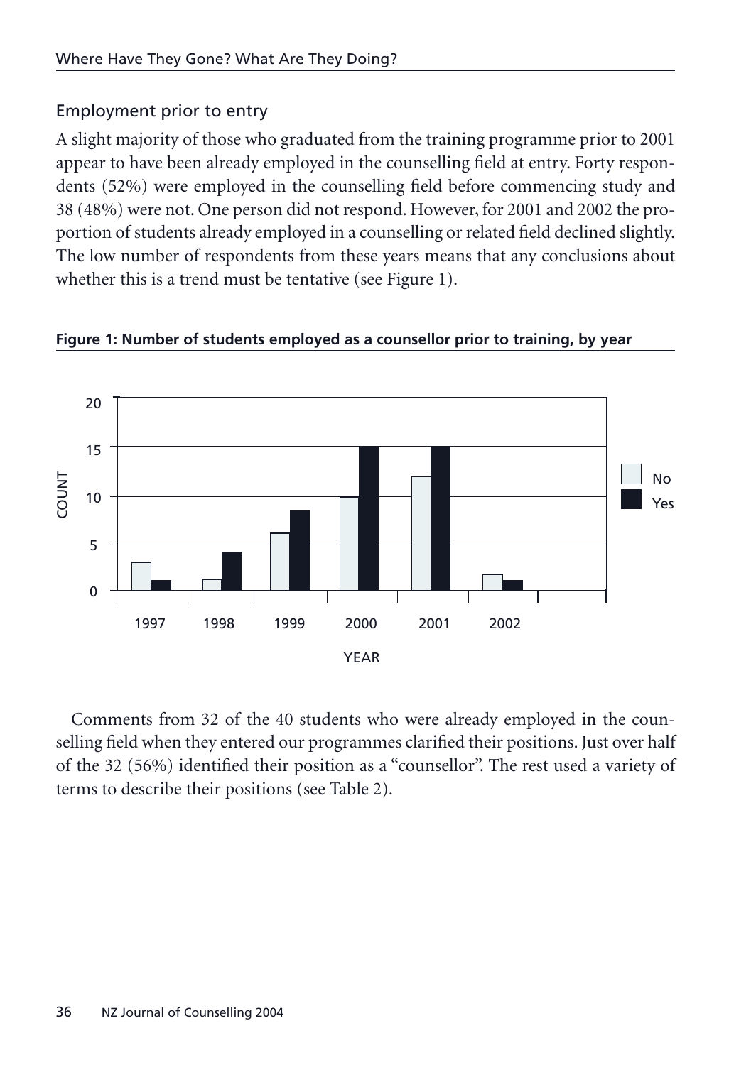### Employment prior to entry

A slight majority of those who graduated from the training programme prior to 2001 appear to have been already employed in the counselling field at entry. Forty respondents (52%) were employed in the counselling field before commencing study and 38 (48%) were not. One person did not respond. However, for 2001 and 2002 the proportion of students already employed in a counselling or related field declined slightly. The low number of respondents from these years means that any conclusions about whether this is a trend must be tentative (see Figure 1).

**Figure 1: Number of students employed as a counsellor prior to training, by year**

Comments from 32 of the 40 students who were already employed in the counselling field when they entered our programmes clarified their positions. Just over half of the 32 (56%) identified their position as a "counsellor". The rest used a variety of terms to describe their positions (see Table 2).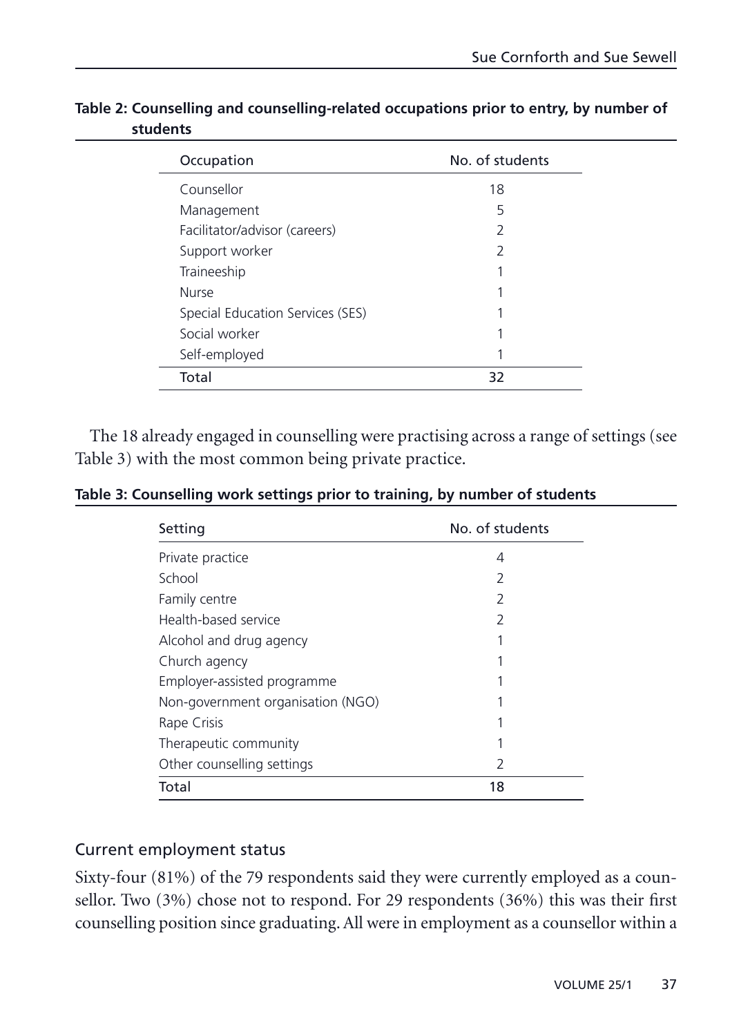**Table 2: Counselling and counselling-related occupations prior to entry, by number of students**

| Occupation | No. of students |
|---|---|
| Counsellor | 18 |
| Management | 5 |
| Facilitator/advisor (careers) | 2 |
| Support worker | 2 |
| Traineeship | 1 |
| Nurse | 1 |
| Special Education Services (SES) | 1 |
| Social worker | 1 |
| Self-employed | 1 |
| Total | 32 |

The 18 already engaged in counselling were practising across a range of settings (see Table 3) with the most common being private practice.

**Table 3: Counselling work settings prior to training, by number of students**

| Setting | No. of students |
|---|---|
| Private practice | 4 |
| School | 2 |
| Family centre | 2 |
| Health-based service | 2 |
| Alcohol and drug agency | 1 |
| Church agency | 1 |
| Employer-assisted programme | 1 |
| Non-government organisation (NGO) | 1 |
| Rape Crisis | 1 |
| Therapeutic community | 1 |
| Other counselling settings | 2 |
| Total | 18 |

## Current employment status

Sixty-four (81%) of the 79 respondents said they were currently employed as a counsellor. Two (3%) chose not to respond. For 29 respondents (36%) this was their first counselling position since graduating. All were in employment as a counsellor within a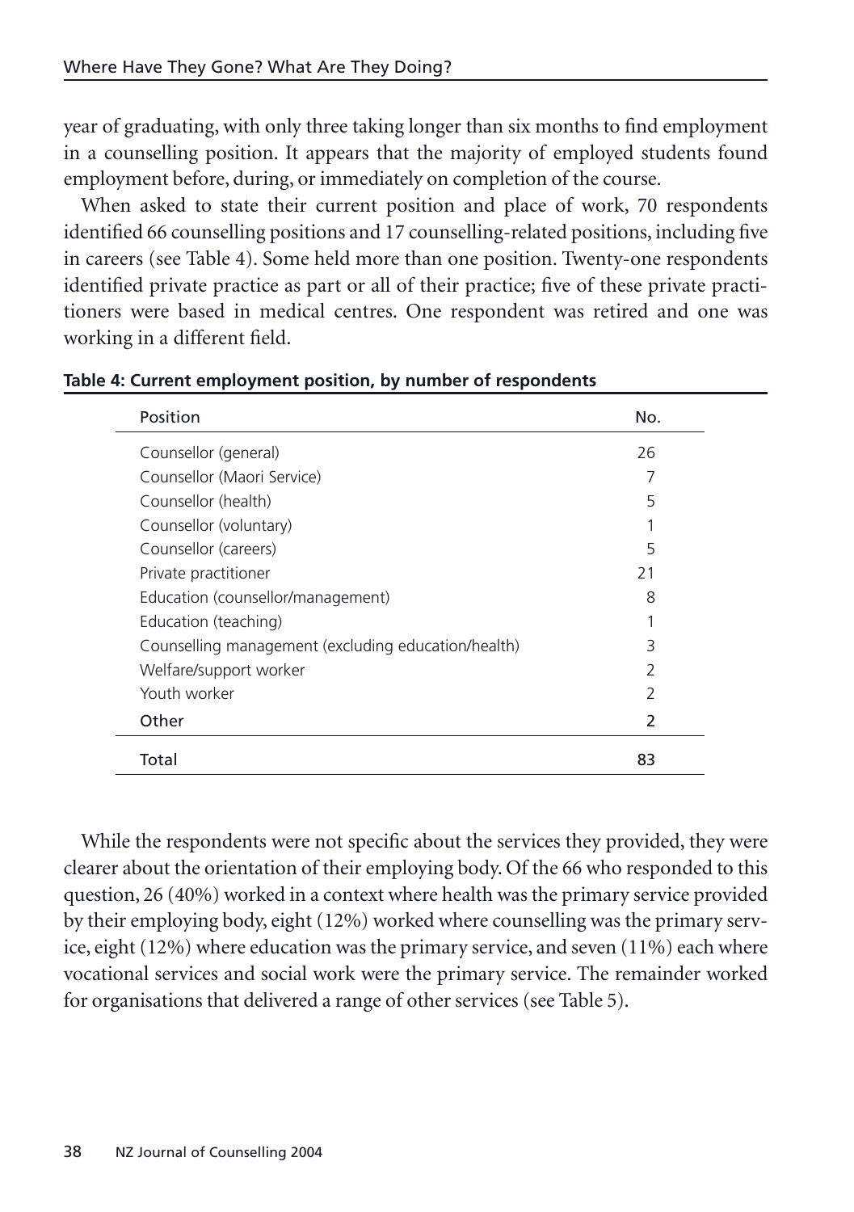year of graduating, with only three taking longer than six months to find employment in a counselling position. It appears that the majority of employed students found employment before, during, or immediately on completion of the course.

When asked to state their current position and place of work, 70 respondents identified 66 counselling positions and 17 counselling-related positions, including five in careers (see Table 4). Some held more than one position. Twenty-one respondents identified private practice as part or all of their practice; five of these private practitioners were based in medical centres. One respondent was retired and one was working in a different field.

**Table 4: Current employment position, by number of respondents**

| Position | No. |
|---|---|
| Counsellor (general) | 26 |
| Counsellor (Maori Service) | 7 |
| Counsellor (health) | 5 |
| Counsellor (voluntary) | 1 |
| Counsellor (careers) | 5 |
| Private practitioner | 21 |
| Education (counsellor/management) | 8 |
| Education (teaching) | 1 |
| Counselling management (excluding education/health) | 3 |
| Welfare/support worker | 2 |
| Youth worker | 2 |
| Other | 2 |
| Total | 83 |

While the respondents were not specific about the services they provided, they were clearer about the orientation of their employing body. Of the 66 who responded to this question, 26 (40%) worked in a context where health was the primary service provided by their employing body, eight (12%) worked where counselling was the primary service, eight (12%) where education was the primary service, and seven (11%) each where vocational services and social work were the primary service. The remainder worked for organisations that delivered a range of other services (see Table 5).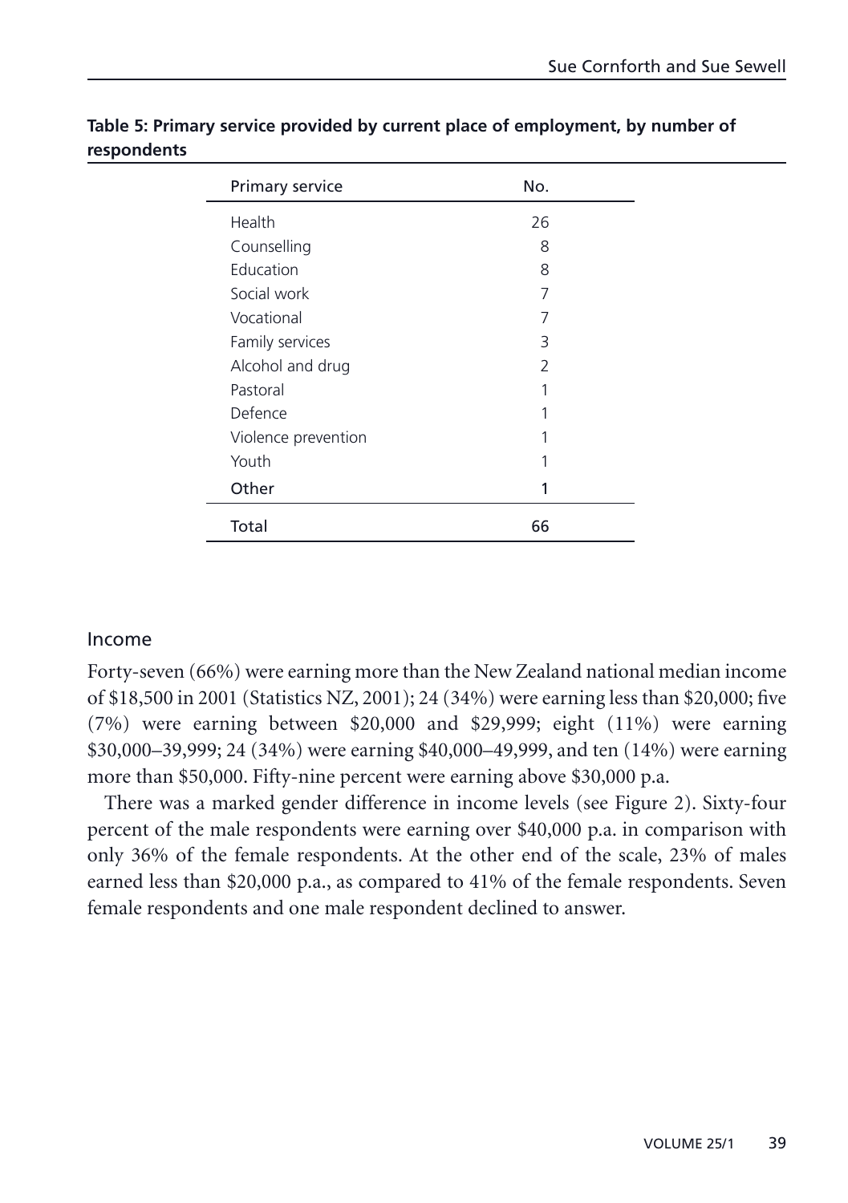**Table 5: Primary service provided by current place of employment, by number of respondents**

| Primary service | No. |
|---|---|
| Health | 26 |
| Counselling | 8 |
| Education | 8 |
| Social work | 7 |
| Vocational | 7 |
| Family services | 3 |
| Alcohol and drug | 2 |
| Pastoral | 1 |
| Defence | 1 |
| Violence prevention | 1 |
| Youth | 1 |
| Other | 1 |
| Total | 66 |

### Income

Forty-seven (66%) were earning more than the New Zealand national median income of $18,500 in 2001 (Statistics NZ, 2001); 24 (34%) were earning less than $20,000; five (7%) were earning between $20,000 and $29,999; eight (11%) were earning $30,000–39,999; 24 (34%) were earning $40,000–49,999, and ten (14%) were earning more than $50,000. Fifty-nine percent were earning above $30,000 p.a.

There was a marked gender difference in income levels (see Figure 2). Sixty-four percent of the male respondents were earning over $40,000 p.a. in comparison with only 36% of the female respondents. At the other end of the scale, 23% of males earned less than $20,000 p.a., as compared to 41% of the female respondents. Seven female respondents and one male respondent declined to answer.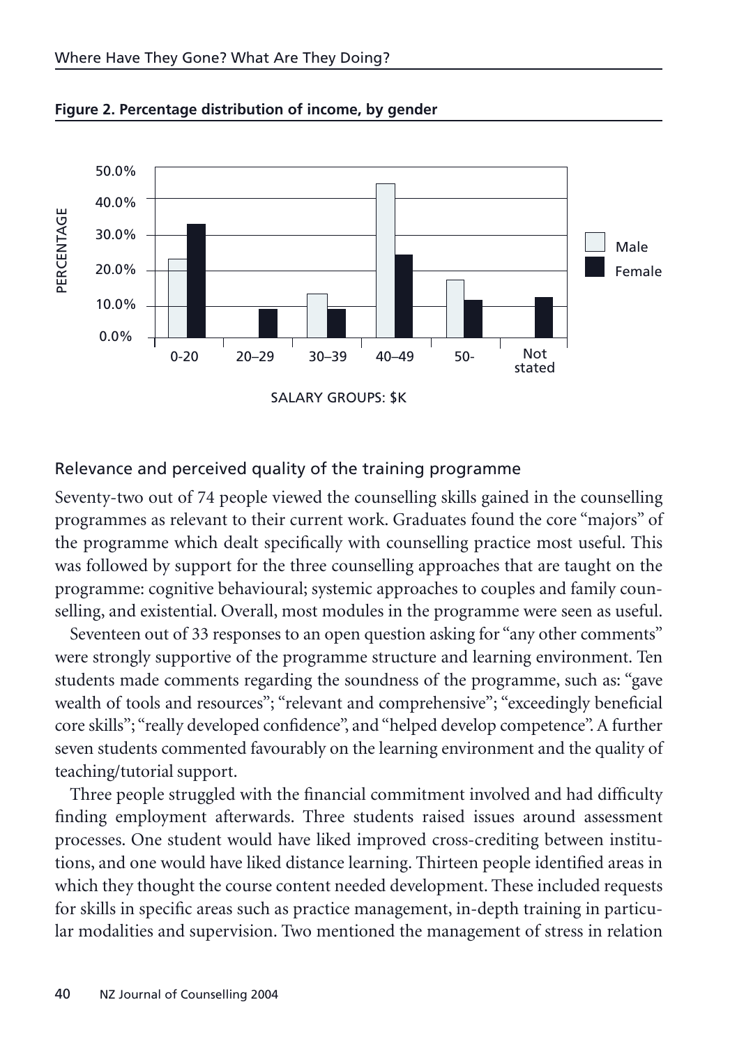**Figure 2. Percentage distribution of income, by gender**

## Relevance and perceived quality of the training programme

Seventy-two out of 74 people viewed the counselling skills gained in the counselling programmes as relevant to their current work. Graduates found the core "majors" of the programme which dealt specifically with counselling practice most useful. This was followed by support for the three counselling approaches that are taught on the programme: cognitive behavioural; systemic approaches to couples and family counselling, and existential. Overall, most modules in the programme were seen as useful.

Seventeen out of 33 responses to an open question asking for "any other comments" were strongly supportive of the programme structure and learning environment. Ten students made comments regarding the soundness of the programme, such as: "gave wealth of tools and resources"; "relevant and comprehensive"; "exceedingly beneficial core skills"; "really developed confidence", and "helped develop competence". A further seven students commented favourably on the learning environment and the quality of teaching/tutorial support.

Three people struggled with the financial commitment involved and had difficulty finding employment afterwards. Three students raised issues around assessment processes. One student would have liked improved cross-crediting between institutions, and one would have liked distance learning. Thirteen people identified areas in which they thought the course content needed development. These included requests for skills in specific areas such as practice management, in-depth training in particular modalities and supervision. Two mentioned the management of stress in relation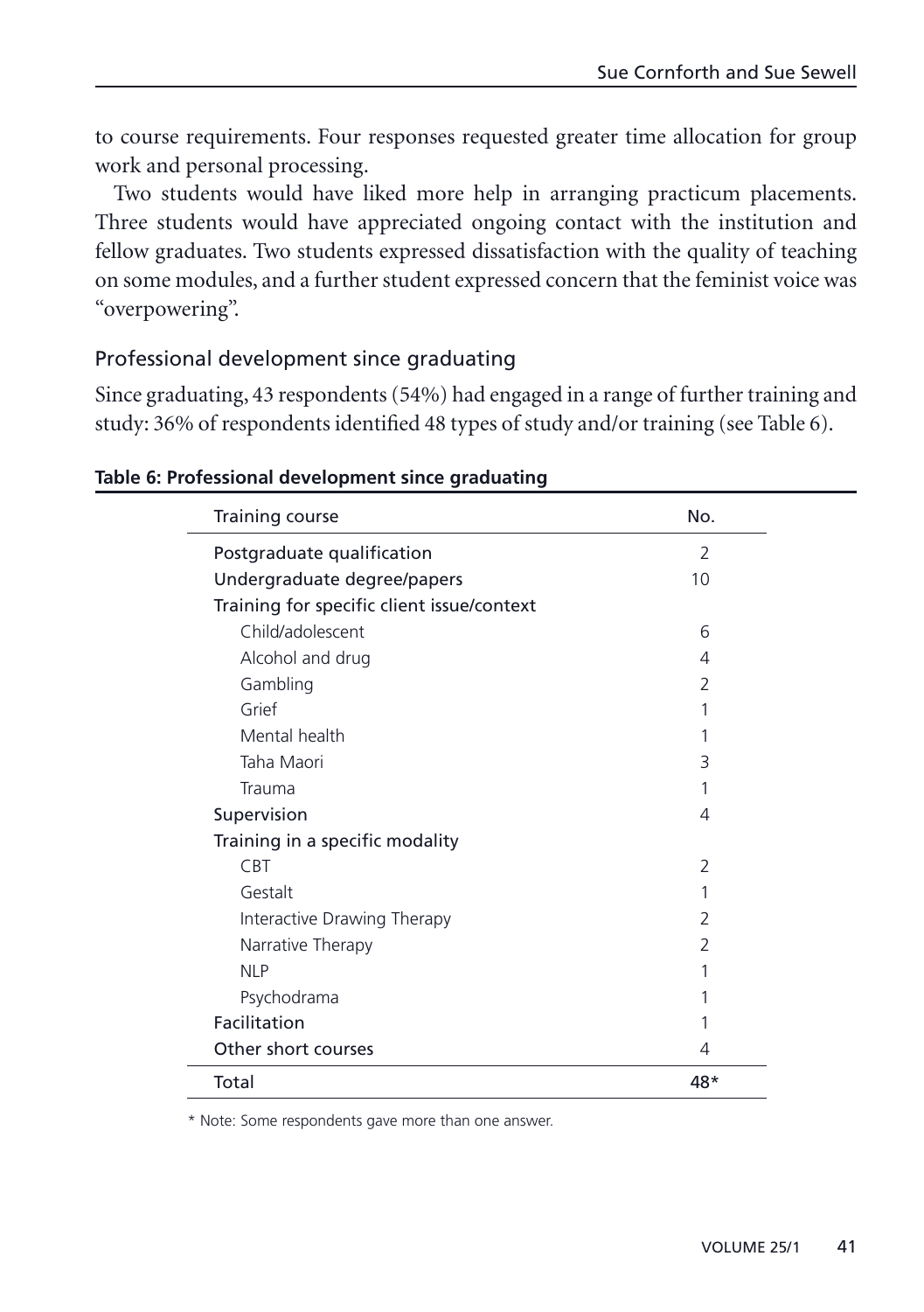to course requirements. Four responses requested greater time allocation for group work and personal processing.

Two students would have liked more help in arranging practicum placements. Three students would have appreciated ongoing contact with the institution and fellow graduates. Two students expressed dissatisfaction with the quality of teaching on some modules, and a further student expressed concern that the feminist voice was "overpowering".

## Professional development since graduating

Since graduating, 43 respondents (54%) had engaged in a range of further training and study: 36% of respondents identified 48 types of study and/or training (see Table 6).

**Table 6: Professional development since graduating**

| Training course | No. |
| --- | --- |
| Postgraduate qualification | 2 |
| Undergraduate degree/papers | 10 |
| Training for specific client issue/context | |
| Child/adolescent | 6 |
| Alcohol and drug | 4 |
| Gambling | 2 |
| Grief | 1 |
| Mental health | 1 |
| Taha Maori | 3 |
| Trauma | 1 |
| Supervision | 4 |
| Training in a specific modality | |
| CBT | 2 |
| Gestalt | 1 |
| Interactive Drawing Therapy | 2 |
| Narrative Therapy | 2 |
| NLP | 1 |
| Psychodrama | 1 |
| Facilitation | 1 |
| Other short courses | 4 |
| Total | 48* |

* Note: Some respondents gave more than one answer.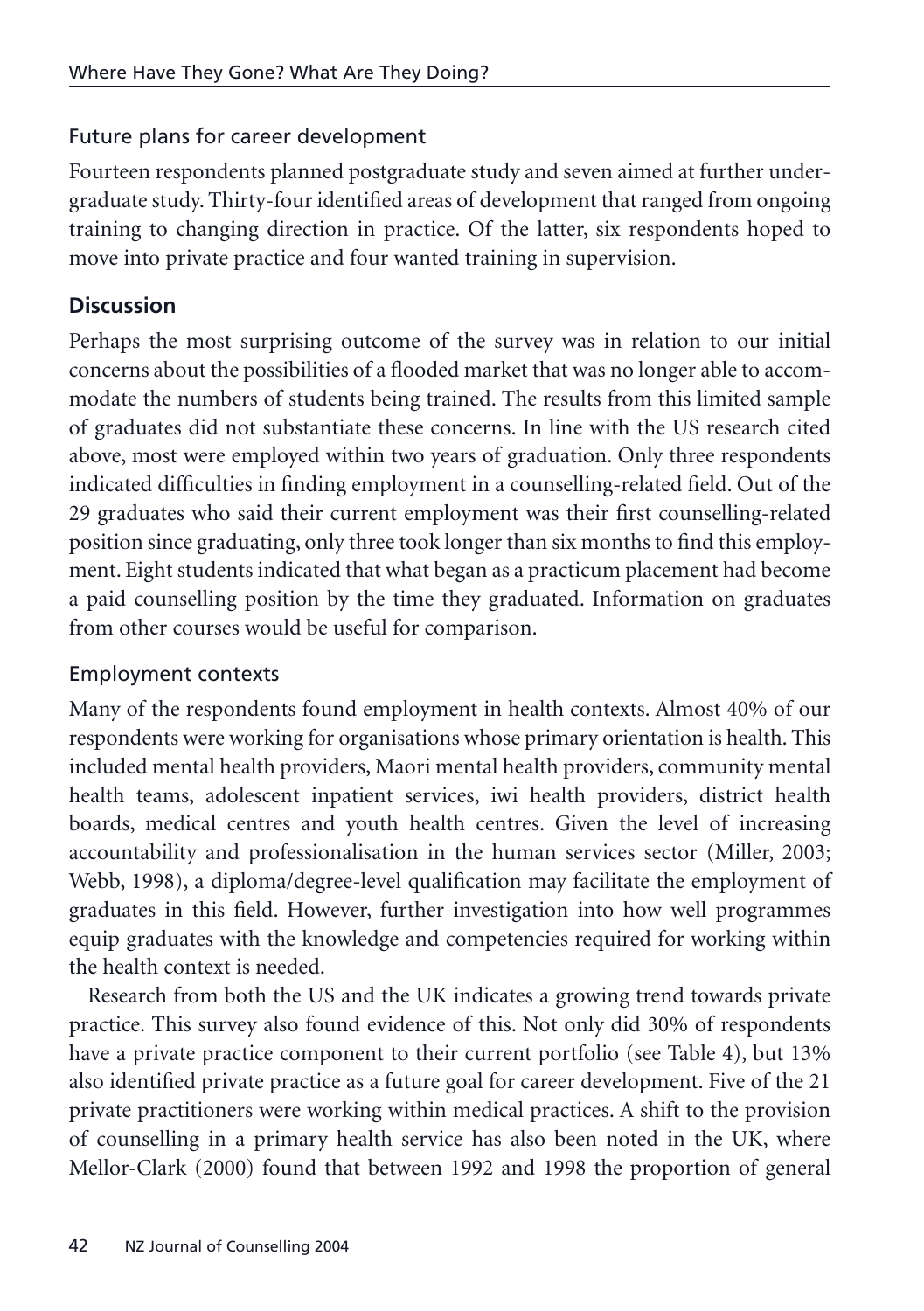### Future plans for career development

Fourteen respondents planned postgraduate study and seven aimed at further undergraduate study. Thirty-four identified areas of development that ranged from ongoing training to changing direction in practice. Of the latter, six respondents hoped to move into private practice and four wanted training in supervision.

## Discussion

Perhaps the most surprising outcome of the survey was in relation to our initial concerns about the possibilities of a flooded market that was no longer able to accommodate the numbers of students being trained. The results from this limited sample of graduates did not substantiate these concerns. In line with the US research cited above, most were employed within two years of graduation. Only three respondents indicated difficulties in finding employment in a counselling-related field. Out of the 29 graduates who said their current employment was their first counselling-related position since graduating, only three took longer than six months to find this employment. Eight students indicated that what began as a practicum placement had become a paid counselling position by the time they graduated. Information on graduates from other courses would be useful for comparison.

### Employment contexts

Many of the respondents found employment in health contexts. Almost 40% of our respondents were working for organisations whose primary orientation is health. This included mental health providers, Maori mental health providers, community mental health teams, adolescent inpatient services, iwi health providers, district health boards, medical centres and youth health centres. Given the level of increasing accountability and professionalisation in the human services sector (Miller, 2003; Webb, 1998), a diploma/degree-level qualification may facilitate the employment of graduates in this field. However, further investigation into how well programmes equip graduates with the knowledge and competencies required for working within the health context is needed.

Research from both the US and the UK indicates a growing trend towards private practice. This survey also found evidence of this. Not only did 30% of respondents have a private practice component to their current portfolio (see Table 4), but 13% also identified private practice as a future goal for career development. Five of the 21 private practitioners were working within medical practices. A shift to the provision of counselling in a primary health service has also been noted in the UK, where Mellor-Clark (2000) found that between 1992 and 1998 the proportion of general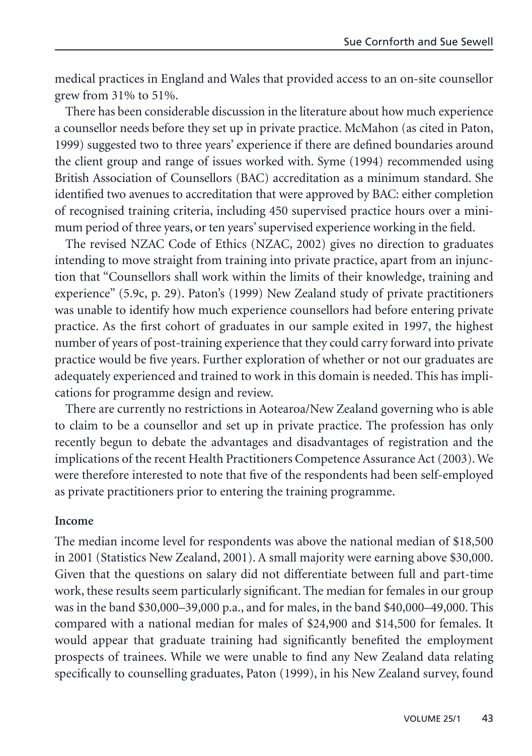medical practices in England and Wales that provided access to an on-site counsellor grew from 31% to 51%.

There has been considerable discussion in the literature about how much experience a counsellor needs before they set up in private practice. McMahon (as cited in Paton, 1999) suggested two to three years' experience if there are defined boundaries around the client group and range of issues worked with. Syme (1994) recommended using British Association of Counsellors (BAC) accreditation as a minimum standard. She identified two avenues to accreditation that were approved by BAC: either completion of recognised training criteria, including 450 supervised practice hours over a minimum period of three years, or ten years' supervised experience working in the field.

The revised NZAC Code of Ethics (NZAC, 2002) gives no direction to graduates intending to move straight from training into private practice, apart from an injunction that "Counsellors shall work within the limits of their knowledge, training and experience" (5.9c, p. 29). Paton's (1999) New Zealand study of private practitioners was unable to identify how much experience counsellors had before entering private practice. As the first cohort of graduates in our sample exited in 1997, the highest number of years of post-training experience that they could carry forward into private practice would be five years. Further exploration of whether or not our graduates are adequately experienced and trained to work in this domain is needed. This has implications for programme design and review.

There are currently no restrictions in Aotearoa/New Zealand governing who is able to claim to be a counsellor and set up in private practice. The profession has only recently begun to debate the advantages and disadvantages of registration and the implications of the recent Health Practitioners Competence Assurance Act (2003). We were therefore interested to note that five of the respondents had been self-employed as private practitioners prior to entering the training programme.

**Income**

The median income level for respondents was above the national median of $18,500 in 2001 (Statistics New Zealand, 2001). A small majority were earning above $30,000. Given that the questions on salary did not differentiate between full and part-time work, these results seem particularly significant. The median for females in our group was in the band $30,000–39,000 p.a., and for males, in the band $40,000–49,000. This compared with a national median for males of $24,900 and $14,500 for females. It would appear that graduate training had significantly benefited the employment prospects of trainees. While we were unable to find any New Zealand data relating specifically to counselling graduates, Paton (1999), in his New Zealand survey, found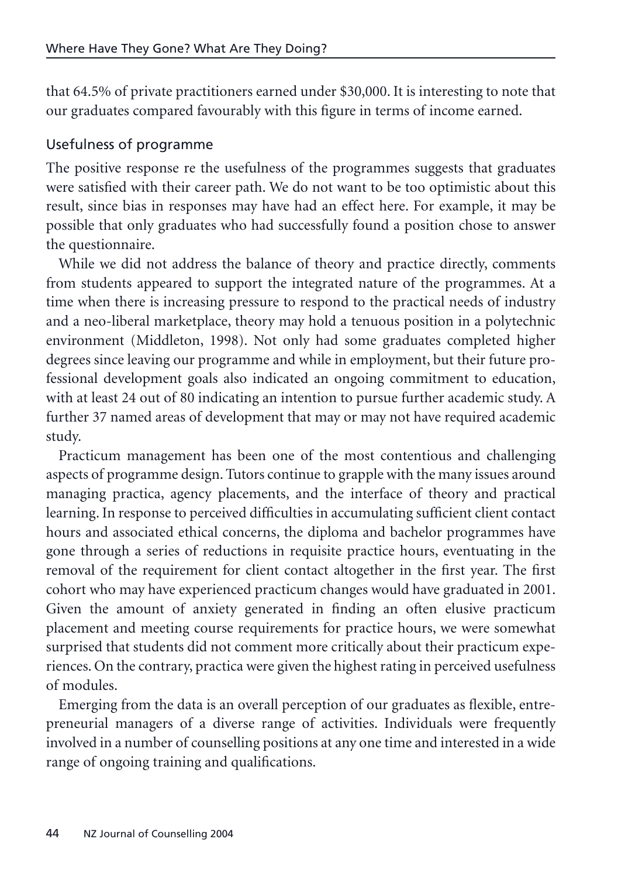that 64.5% of private practitioners earned under $30,000. It is interesting to note that our graduates compared favourably with this figure in terms of income earned.

## Usefulness of programme

The positive response re the usefulness of the programmes suggests that graduates were satisfied with their career path. We do not want to be too optimistic about this result, since bias in responses may have had an effect here. For example, it may be possible that only graduates who had successfully found a position chose to answer the questionnaire.

While we did not address the balance of theory and practice directly, comments from students appeared to support the integrated nature of the programmes. At a time when there is increasing pressure to respond to the practical needs of industry and a neo-liberal marketplace, theory may hold a tenuous position in a polytechnic environment (Middleton, 1998). Not only had some graduates completed higher degrees since leaving our programme and while in employment, but their future professional development goals also indicated an ongoing commitment to education, with at least 24 out of 80 indicating an intention to pursue further academic study. A further 37 named areas of development that may or may not have required academic study.

Practicum management has been one of the most contentious and challenging aspects of programme design. Tutors continue to grapple with the many issues around managing practica, agency placements, and the interface of theory and practical learning. In response to perceived difficulties in accumulating sufficient client contact hours and associated ethical concerns, the diploma and bachelor programmes have gone through a series of reductions in requisite practice hours, eventuating in the removal of the requirement for client contact altogether in the first year. The first cohort who may have experienced practicum changes would have graduated in 2001. Given the amount of anxiety generated in finding an often elusive practicum placement and meeting course requirements for practice hours, we were somewhat surprised that students did not comment more critically about their practicum experiences. On the contrary, practica were given the highest rating in perceived usefulness of modules.

Emerging from the data is an overall perception of our graduates as flexible, entrepreneurial managers of a diverse range of activities. Individuals were frequently involved in a number of counselling positions at any one time and interested in a wide range of ongoing training and qualifications.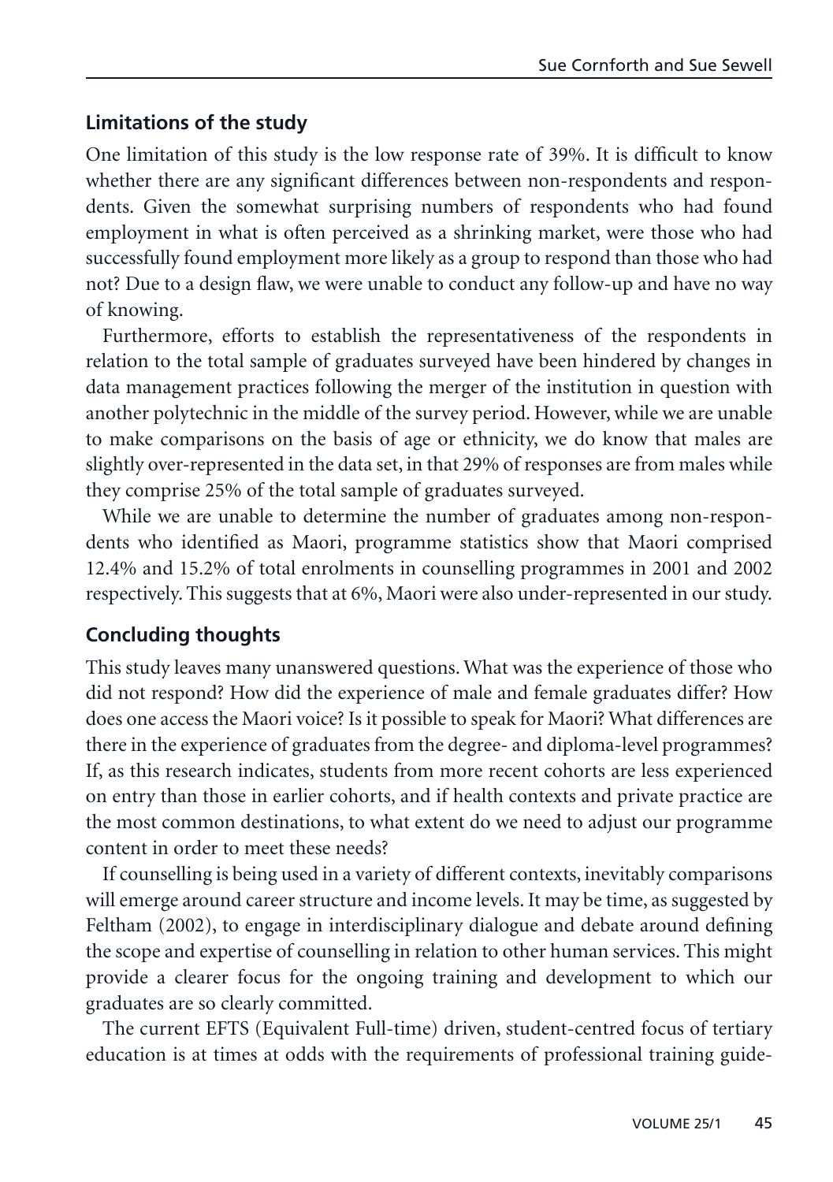## Limitations of the study

One limitation of this study is the low response rate of 39%. It is difficult to know whether there are any significant differences between non-respondents and respondents. Given the somewhat surprising numbers of respondents who had found employment in what is often perceived as a shrinking market, were those who had successfully found employment more likely as a group to respond than those who had not? Due to a design flaw, we were unable to conduct any follow-up and have no way of knowing.

Furthermore, efforts to establish the representativeness of the respondents in relation to the total sample of graduates surveyed have been hindered by changes in data management practices following the merger of the institution in question with another polytechnic in the middle of the survey period. However, while we are unable to make comparisons on the basis of age or ethnicity, we do know that males are slightly over-represented in the data set, in that 29% of responses are from males while they comprise 25% of the total sample of graduates surveyed.

While we are unable to determine the number of graduates among non-respondents who identified as Maori, programme statistics show that Maori comprised 12.4% and 15.2% of total enrolments in counselling programmes in 2001 and 2002 respectively. This suggests that at 6%, Maori were also under-represented in our study.

## Concluding thoughts

This study leaves many unanswered questions. What was the experience of those who did not respond? How did the experience of male and female graduates differ? How does one access the Maori voice? Is it possible to speak for Maori? What differences are there in the experience of graduates from the degree- and diploma-level programmes? If, as this research indicates, students from more recent cohorts are less experienced on entry than those in earlier cohorts, and if health contexts and private practice are the most common destinations, to what extent do we need to adjust our programme content in order to meet these needs?

If counselling is being used in a variety of different contexts, inevitably comparisons will emerge around career structure and income levels. It may be time, as suggested by Feltham (2002), to engage in interdisciplinary dialogue and debate around defining the scope and expertise of counselling in relation to other human services. This might provide a clearer focus for the ongoing training and development to which our graduates are so clearly committed.

The current EFTS (Equivalent Full-time) driven, student-centred focus of tertiary education is at times at odds with the requirements of professional training guide-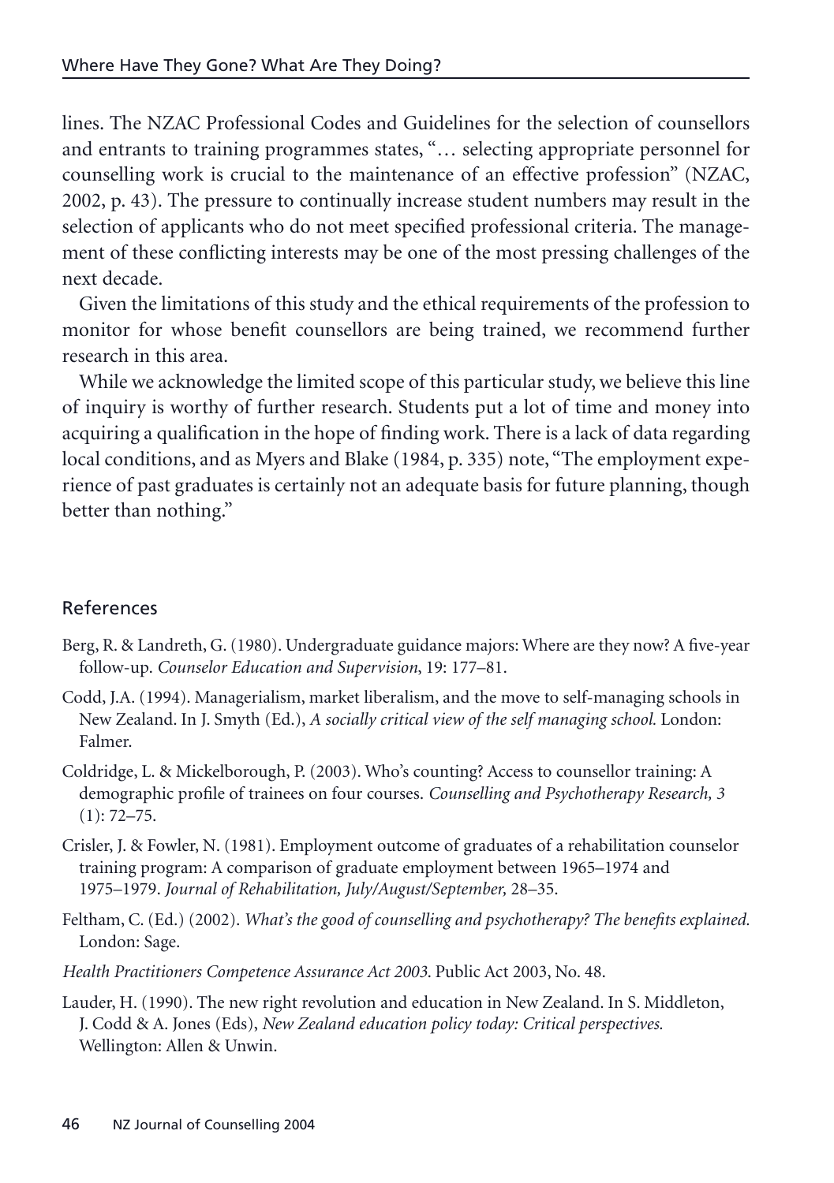lines. The NZAC Professional Codes and Guidelines for the selection of counsellors and entrants to training programmes states, "… selecting appropriate personnel for counselling work is crucial to the maintenance of an effective profession" (NZAC, 2002, p. 43). The pressure to continually increase student numbers may result in the selection of applicants who do not meet specified professional criteria. The management of these conflicting interests may be one of the most pressing challenges of the next decade.

Given the limitations of this study and the ethical requirements of the profession to monitor for whose benefit counsellors are being trained, we recommend further research in this area.

While we acknowledge the limited scope of this particular study, we believe this line of inquiry is worthy of further research. Students put a lot of time and money into acquiring a qualification in the hope of finding work. There is a lack of data regarding local conditions, and as Myers and Blake (1984, p. 335) note, "The employment experience of past graduates is certainly not an adequate basis for future planning, though better than nothing."

## References

Berg, R. & Landreth, G. (1980). Undergraduate guidance majors: Where are they now? A five-year follow-up. *Counselor Education and Supervision*, 19: 177–81.

Codd, J.A. (1994). Managerialism, market liberalism, and the move to self-managing schools in New Zealand. In J. Smyth (Ed.), *A socially critical view of the self managing school.* London: Falmer.

Coldridge, L. & Mickelborough, P. (2003). Who's counting? Access to counsellor training: A demographic profile of trainees on four courses. *Counselling and Psychotherapy Research, 3* (1): 72–75.

Crisler, J. & Fowler, N. (1981). Employment outcome of graduates of a rehabilitation counselor training program: A comparison of graduate employment between 1965–1974 and 1975–1979. *Journal of Rehabilitation, July/August/September,* 28–35.

Feltham, C. (Ed.) (2002). *What's the good of counselling and psychotherapy? The benefits explained.* London: Sage.

*Health Practitioners Competence Assurance Act 2003.* Public Act 2003, No. 48.

Lauder, H. (1990). The new right revolution and education in New Zealand. In S. Middleton, J. Codd & A. Jones (Eds), *New Zealand education policy today: Critical perspectives.* Wellington: Allen & Unwin.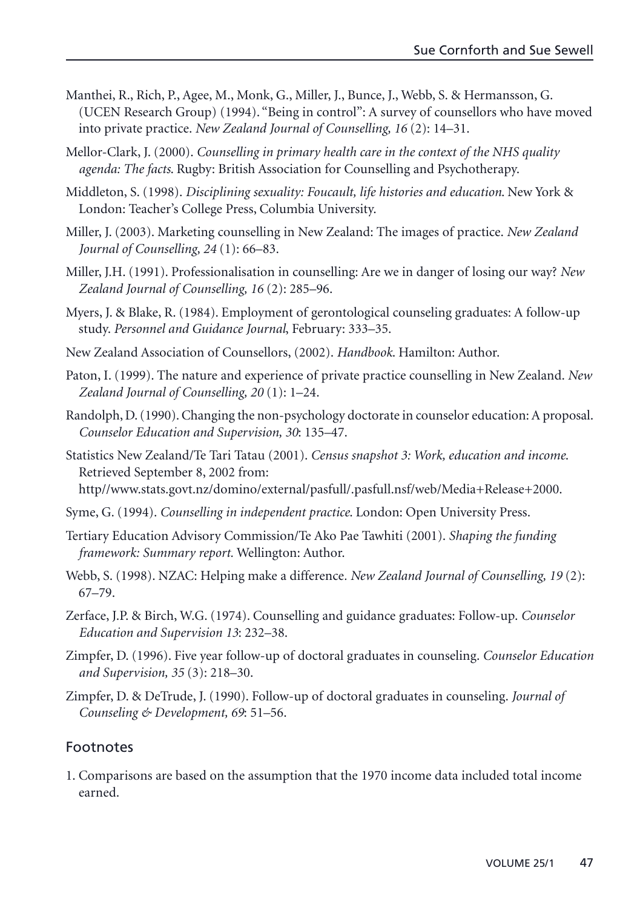Manthei, R., Rich, P., Agee, M., Monk, G., Miller, J., Bunce, J., Webb, S. & Hermansson, G. (UCEN Research Group) (1994). "Being in control": A survey of counsellors who have moved into private practice. *New Zealand Journal of Counselling, 16* (2): 14–31.

Mellor-Clark, J. (2000). *Counselling in primary health care in the context of the NHS quality agenda: The facts*. Rugby: British Association for Counselling and Psychotherapy.

Middleton, S. (1998). *Disciplining sexuality: Foucault, life histories and education*. New York & London: Teacher's College Press, Columbia University.

Miller, J. (2003). Marketing counselling in New Zealand: The images of practice. *New Zealand Journal of Counselling, 24* (1): 66–83.

Miller, J.H. (1991). Professionalisation in counselling: Are we in danger of losing our way? *New Zealand Journal of Counselling, 16* (2): 285–96.

Myers, J. & Blake, R. (1984). Employment of gerontological counseling graduates: A follow-up study. *Personnel and Guidance Journal*, February: 333–35.

New Zealand Association of Counsellors, (2002). *Handbook*. Hamilton: Author.

Paton, I. (1999). The nature and experience of private practice counselling in New Zealand. *New Zealand Journal of Counselling, 20* (1): 1–24.

Randolph, D. (1990). Changing the non-psychology doctorate in counselor education: A proposal. *Counselor Education and Supervision, 30*: 135–47.

Statistics New Zealand/Te Tari Tatau (2001). *Census snapshot 3: Work, education and income*. Retrieved September 8, 2002 from: http//www.stats.govt.nz/domino/external/pasfull/.pasfull.nsf/web/Media+Release+2000.

Syme, G. (1994). *Counselling in independent practice*. London: Open University Press.

Tertiary Education Advisory Commission/Te Ako Pae Tawhiti (2001). *Shaping the funding framework: Summary report*. Wellington: Author.

Webb, S. (1998). NZAC: Helping make a difference. *New Zealand Journal of Counselling, 19* (2): 67–79.

Zerface, J.P. & Birch, W.G. (1974). Counselling and guidance graduates: Follow-up. *Counselor Education and Supervision 13*: 232–38.

Zimpfer, D. (1996). Five year follow-up of doctoral graduates in counseling. *Counselor Education and Supervision, 35* (3): 218–30.

Zimpfer, D. & DeTrude, J. (1990). Follow-up of doctoral graduates in counseling. *Journal of Counseling & Development, 69*: 51–56.

## Footnotes

1. Comparisons are based on the assumption that the 1970 income data included total income earned.